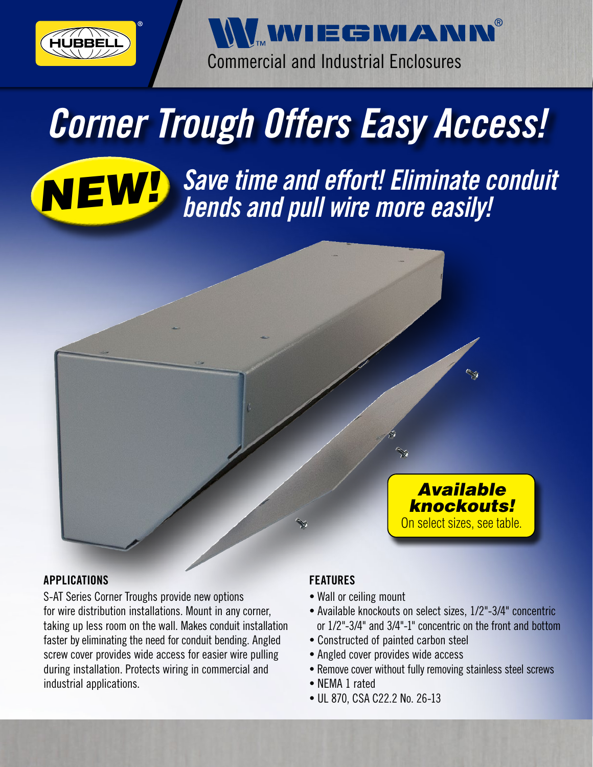HUBBELL®

WIEGMANN®

Commercial and Industrial Enclosures

# *Corner Trough Offers Easy Access!*

***NEW!***

## *Save time and effort! Eliminate conduit bends and pull wire more easily!*

***Available knockouts!***
On select sizes, see table.

### APPLICATIONS

S-AT Series Corner Troughs provide new options for wire distribution installations. Mount in any corner, taking up less room on the wall. Makes conduit installation faster by eliminating the need for conduit bending. Angled screw cover provides wide access for easier wire pulling during installation. Protects wiring in commercial and industrial applications.

### FEATURES

- Wall or ceiling mount
- Available knockouts on select sizes, 1/2"-3/4" concentric or 1/2"-3/4" and 3/4"-1" concentric on the front and bottom
- Constructed of painted carbon steel
- Angled cover provides wide access
- Remove cover without fully removing stainless steel screws
- NEMA 1 rated
- UL 870, CSA C22.2 No. 26-13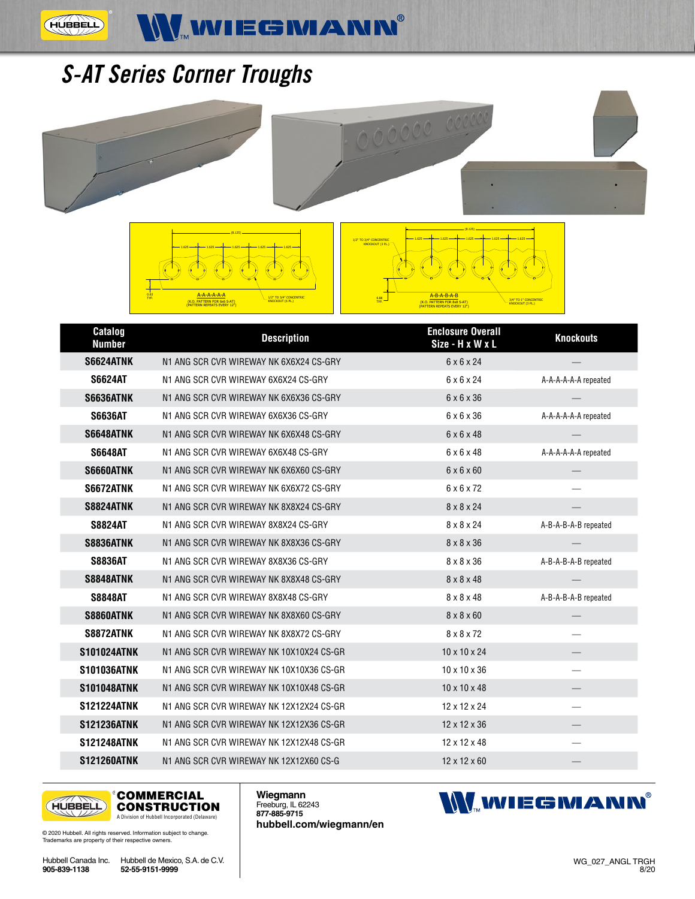# S-AT Series Corner Troughs

(6.125)

1.625 1.625 1.625 1.625 1.625

0.63 TYP.

A-A-A-A-A-A

(K.O. PATTERN FOR 6x6 S-AT)
(PATTERN REPEATS EVERY 12")

1/2" TO 3/4" CONCENTRIC KNOCKOUT (6 PL.)

(6.125)

1/2" TO 3/4" CONCENTRIC KNOCKOUT (3 PL.)

1.625 1.625 1.625 1.625 1.625

0.88 TYP.

A-B-A-B-A-B

(K.O. PATTERN FOR 8x8 S-AT)
(PATTERN REPEATS EVERY 12")

3/4" TO 1" CONCENTRIC KNOCKOUT (3 PL.)

| Catalog Number | Description | Enclosure Overall Size - H x W x L | Knockouts |
|---|---|---|---|
| S6624ATNK | N1 ANG SCR CVR WIREWAY NK 6X6X24 CS-GRY | 6 x 6 x 24 | — |
| S6624AT | N1 ANG SCR CVR WIREWAY 6X6X24 CS-GRY | 6 x 6 x 24 | A-A-A-A-A-A repeated |
| S6636ATNK | N1 ANG SCR CVR WIREWAY NK 6X6X36 CS-GRY | 6 x 6 x 36 | — |
| S6636AT | N1 ANG SCR CVR WIREWAY 6X6X36 CS-GRY | 6 x 6 x 36 | A-A-A-A-A-A repeated |
| S6648ATNK | N1 ANG SCR CVR WIREWAY NK 6X6X48 CS-GRY | 6 x 6 x 48 | — |
| S6648AT | N1 ANG SCR CVR WIREWAY 6X6X48 CS-GRY | 6 x 6 x 48 | A-A-A-A-A-A repeated |
| S6660ATNK | N1 ANG SCR CVR WIREWAY NK 6X6X60 CS-GRY | 6 x 6 x 60 | — |
| S6672ATNK | N1 ANG SCR CVR WIREWAY NK 6X6X72 CS-GRY | 6 x 6 x 72 | — |
| S8824ATNK | N1 ANG SCR CVR WIREWAY NK 8X8X24 CS-GRY | 8 x 8 x 24 | — |
| S8824AT | N1 ANG SCR CVR WIREWAY 8X8X24 CS-GRY | 8 x 8 x 24 | A-B-A-B-A-B repeated |
| S8836ATNK | N1 ANG SCR CVR WIREWAY NK 8X8X36 CS-GRY | 8 x 8 x 36 | — |
| S8836AT | N1 ANG SCR CVR WIREWAY 8X8X36 CS-GRY | 8 x 8 x 36 | A-B-A-B-A-B repeated |
| S8848ATNK | N1 ANG SCR CVR WIREWAY NK 8X8X48 CS-GRY | 8 x 8 x 48 | — |
| S8848AT | N1 ANG SCR CVR WIREWAY 8X8X48 CS-GRY | 8 x 8 x 48 | A-B-A-B-A-B repeated |
| S8860ATNK | N1 ANG SCR CVR WIREWAY NK 8X8X60 CS-GRY | 8 x 8 x 60 | — |
| S8872ATNK | N1 ANG SCR CVR WIREWAY NK 8X8X72 CS-GRY | 8 x 8 x 72 | — |
| S101024ATNK | N1 ANG SCR CVR WIREWAY NK 10X10X24 CS-GR | 10 x 10 x 24 | — |
| S101036ATNK | N1 ANG SCR CVR WIREWAY NK 10X10X36 CS-GR | 10 x 10 x 36 | — |
| S101048ATNK | N1 ANG SCR CVR WIREWAY NK 10X10X48 CS-GR | 10 x 10 x 48 | — |
| S121224ATNK | N1 ANG SCR CVR WIREWAY NK 12X12X24 CS-GR | 12 x 12 x 24 | — |
| S121236ATNK | N1 ANG SCR CVR WIREWAY NK 12X12X36 CS-GR | 12 x 12 x 36 | — |
| S121248ATNK | N1 ANG SCR CVR WIREWAY NK 12X12X48 CS-GR | 12 x 12 x 48 | — |
| S121260ATNK | N1 ANG SCR CVR WIREWAY NK 12X12X60 CS-G | 12 x 12 x 60 | — |

**COMMERCIAL CONSTRUCTION**
A Division of Hubbell Incorporated (Delaware)

© 2020 Hubbell. All rights reserved. Information subject to change.
Trademarks are property of their respective owners.

Hubbell Canada Inc.
**905-839-1138**

Hubbell de Mexico, S.A. de C.V.
**52-55-9151-9999**

**Wiegmann**
Freeburg, IL 62243
**877-885-9715**
**hubbell.com/wiegmann/en**

WG_027_ANGL TRGH
8/20